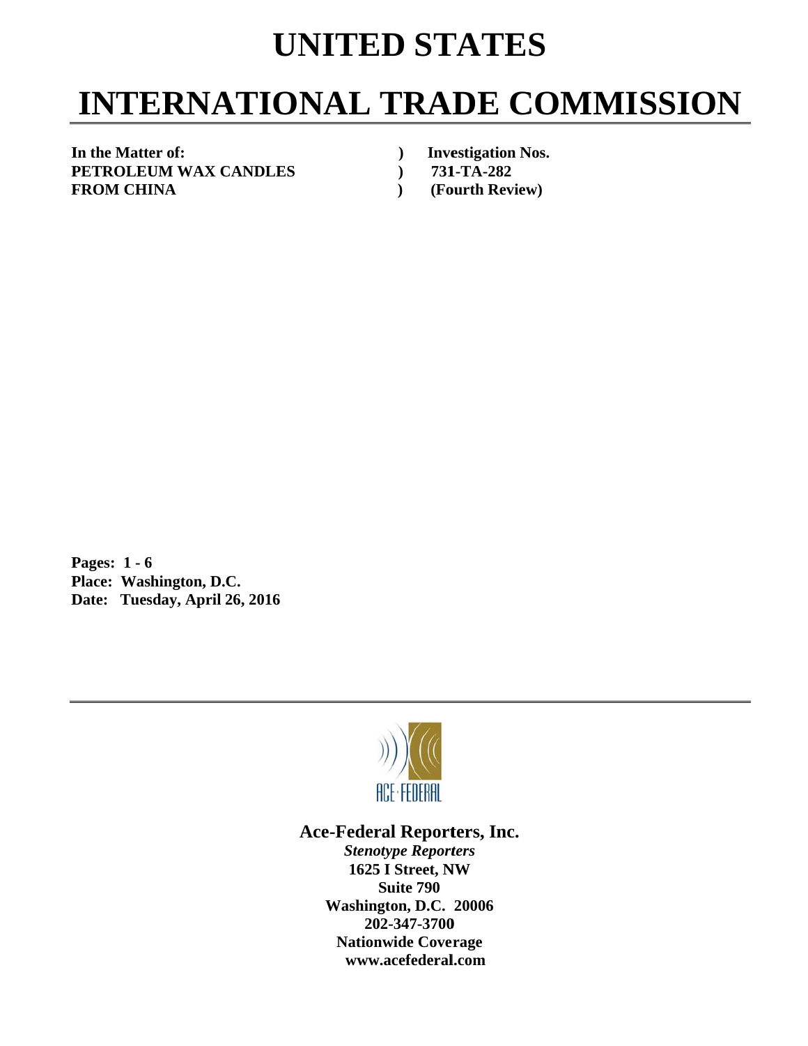# UNITED STATES

# INTERNATIONAL TRADE COMMISSION

| | | |
|---|---|---|
| **In the Matter of:** | **)** | **Investigation Nos.** |
| **PETROLEUM WAX CANDLES** | **)** | **731-TA-282** |
| **FROM CHINA** | **)** | **(Fourth Review)** |

**Pages: 1 - 6**
**Place: Washington, D.C.**
**Date: Tuesday, April 26, 2016**

ACE·FEDERAL

**Ace-Federal Reporters, Inc.**
***Stenotype Reporters***
**1625 I Street, NW**
**Suite 790**
**Washington, D.C. 20006**
**202-347-3700**
**Nationwide Coverage**
**www.acefederal.com**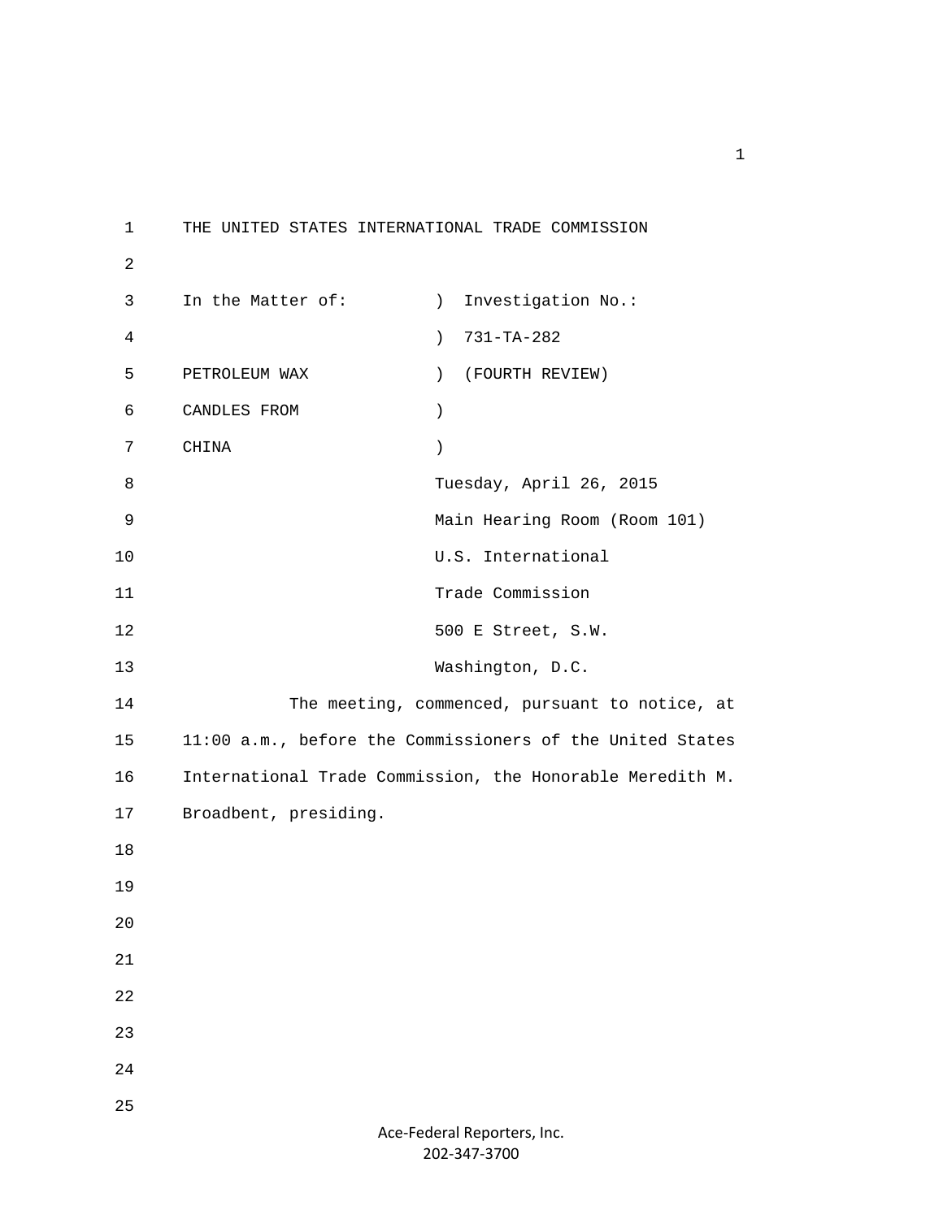THE UNITED STATES INTERNATIONAL TRADE COMMISSION

In the Matter of: ) Investigation No.:
) 731-TA-282
PETROLEUM WAX ) (FOURTH REVIEW)
CANDLES FROM )
CHINA )

Tuesday, April 26, 2015
Main Hearing Room (Room 101)
U.S. International
Trade Commission
500 E Street, S.W.
Washington, D.C.

The meeting, commenced, pursuant to notice, at 11:00 a.m., before the Commissioners of the United States International Trade Commission, the Honorable Meredith M. Broadbent, presiding.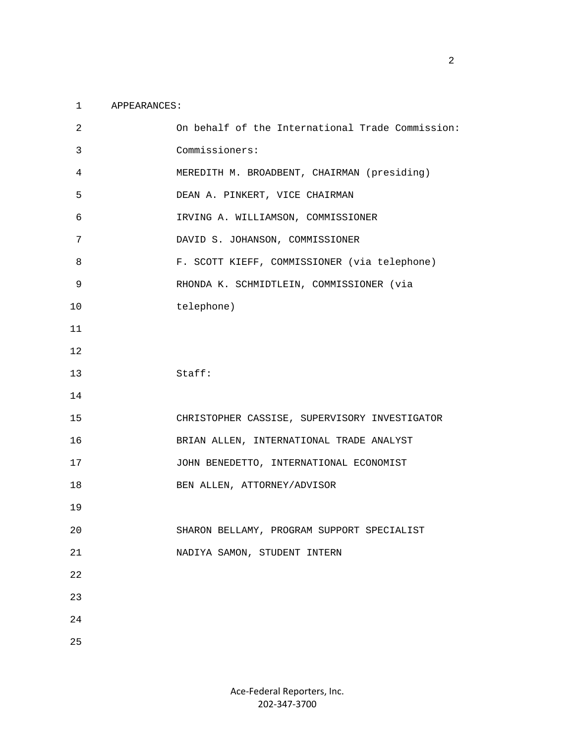APPEARANCES:

On behalf of the International Trade Commission:

Commissioners:

MEREDITH M. BROADBENT, CHAIRMAN (presiding)

DEAN A. PINKERT, VICE CHAIRMAN

IRVING A. WILLIAMSON, COMMISSIONER

DAVID S. JOHANSON, COMMISSIONER

F. SCOTT KIEFF, COMMISSIONER (via telephone)

RHONDA K. SCHMIDTLEIN, COMMISSIONER (via telephone)

Staff:

CHRISTOPHER CASSISE, SUPERVISORY INVESTIGATOR

BRIAN ALLEN, INTERNATIONAL TRADE ANALYST

JOHN BENEDETTO, INTERNATIONAL ECONOMIST

BEN ALLEN, ATTORNEY/ADVISOR

SHARON BELLAMY, PROGRAM SUPPORT SPECIALIST

NADIYA SAMON, STUDENT INTERN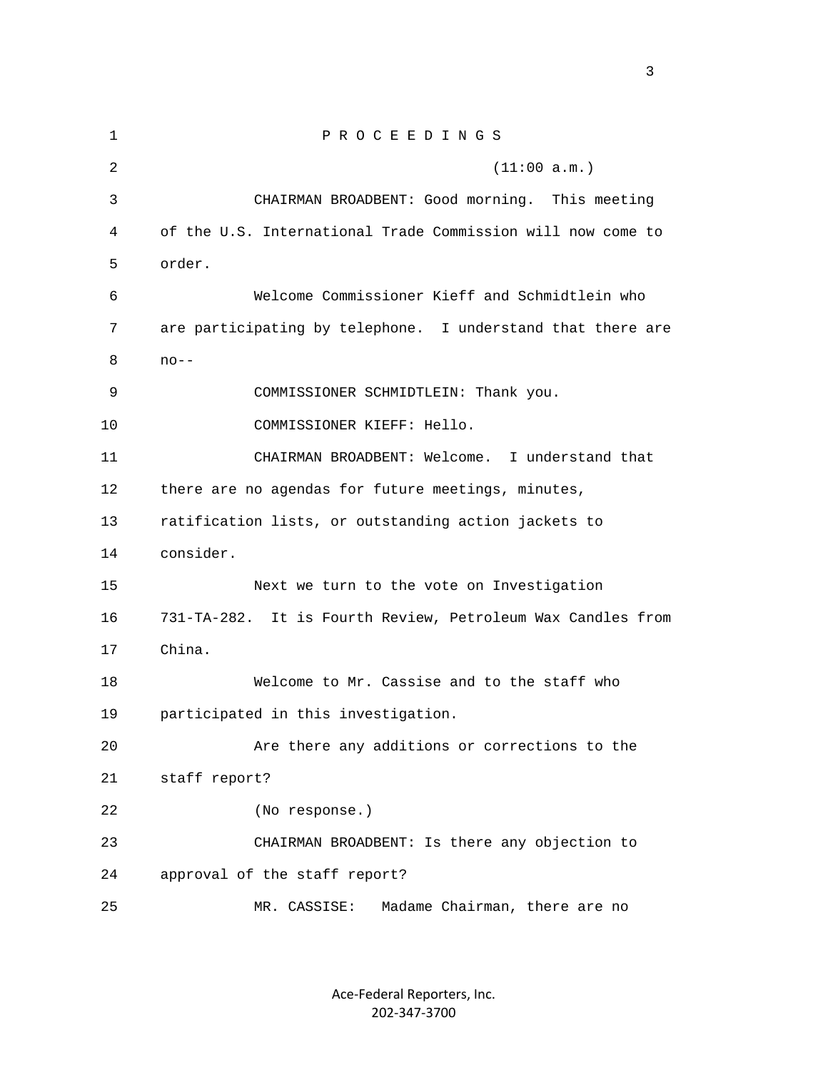P R O C E E D I N G S

(11:00 a.m.)

CHAIRMAN BROADBENT: Good morning. This meeting of the U.S. International Trade Commission will now come to order.

Welcome Commissioner Kieff and Schmidtlein who are participating by telephone. I understand that there are no--

COMMISSIONER SCHMIDTLEIN: Thank you.

COMMISSIONER KIEFF: Hello.

CHAIRMAN BROADBENT: Welcome. I understand that there are no agendas for future meetings, minutes, ratification lists, or outstanding action jackets to consider.

Next we turn to the vote on Investigation 731-TA-282. It is Fourth Review, Petroleum Wax Candles from China.

Welcome to Mr. Cassise and to the staff who participated in this investigation.

Are there any additions or corrections to the staff report?

(No response.)

CHAIRMAN BROADBENT: Is there any objection to approval of the staff report?

MR. CASSISE: Madame Chairman, there are no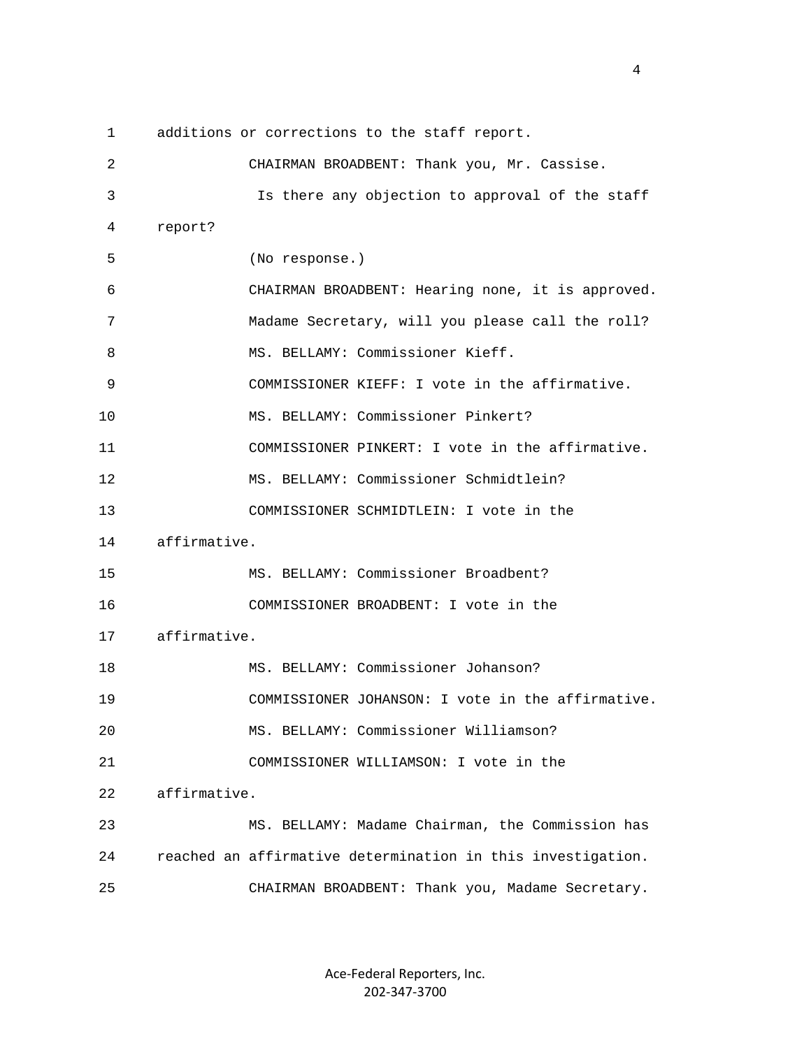1 additions or corrections to the staff report.

2 CHAIRMAN BROADBENT: Thank you, Mr. Cassise.

3 Is there any objection to approval of the staff

4 report?

5 (No response.)

6 CHAIRMAN BROADBENT: Hearing none, it is approved.

7 Madame Secretary, will you please call the roll?

8 MS. BELLAMY: Commissioner Kieff.

9 COMMISSIONER KIEFF: I vote in the affirmative.

10 MS. BELLAMY: Commissioner Pinkert?

11 COMMISSIONER PINKERT: I vote in the affirmative.

12 MS. BELLAMY: Commissioner Schmidtlein?

13 COMMISSIONER SCHMIDTLEIN: I vote in the

14 affirmative.

15 MS. BELLAMY: Commissioner Broadbent?

16 COMMISSIONER BROADBENT: I vote in the

17 affirmative.

18 MS. BELLAMY: Commissioner Johanson?

19 COMMISSIONER JOHANSON: I vote in the affirmative.

20 MS. BELLAMY: Commissioner Williamson?

21 COMMISSIONER WILLIAMSON: I vote in the

22 affirmative.

23 MS. BELLAMY: Madame Chairman, the Commission has

24 reached an affirmative determination in this investigation.

25 CHAIRMAN BROADBENT: Thank you, Madame Secretary.

Ace-Federal Reporters, Inc.
202-347-3700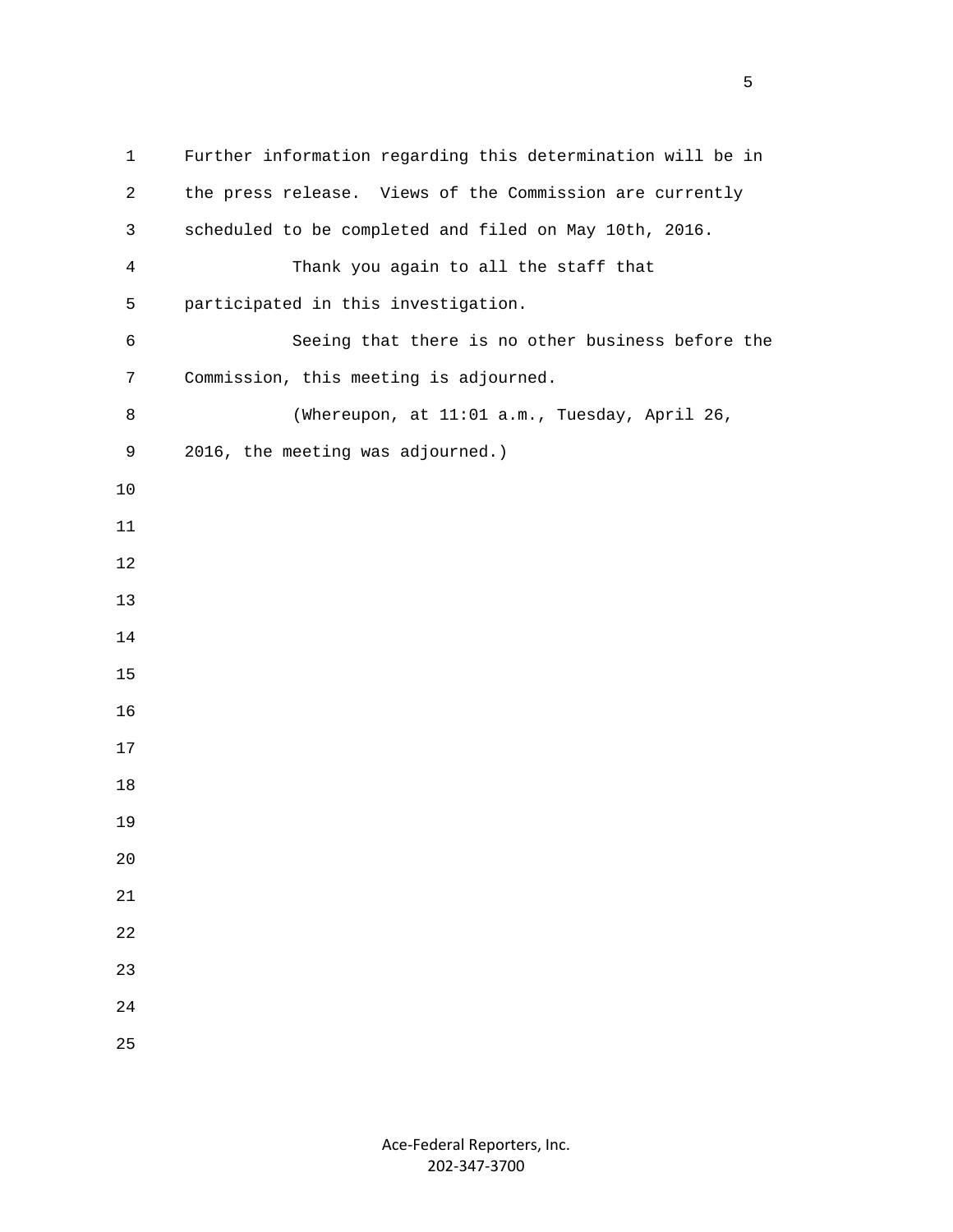Further information regarding this determination will be in the press release. Views of the Commission are currently scheduled to be completed and filed on May 10th, 2016.

Thank you again to all the staff that participated in this investigation.

Seeing that there is no other business before the Commission, this meeting is adjourned.

(Whereupon, at 11:01 a.m., Tuesday, April 26, 2016, the meeting was adjourned.)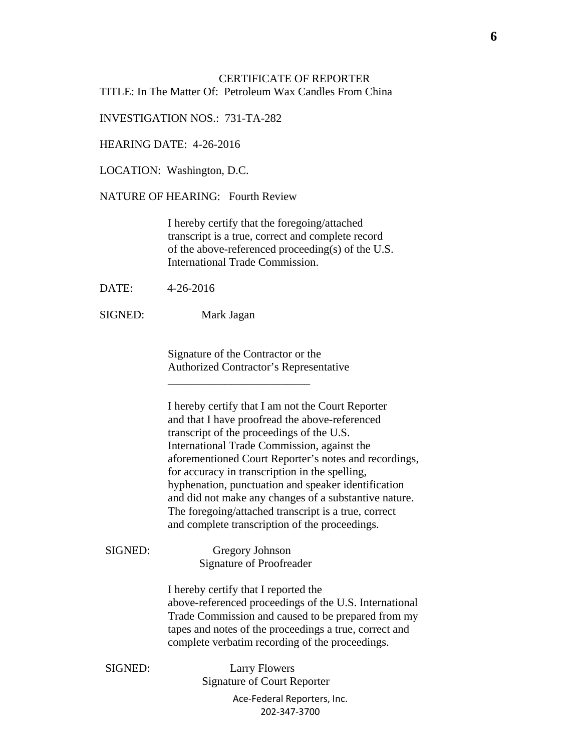# CERTIFICATE OF REPORTER

TITLE: In The Matter Of: Petroleum Wax Candles From China

INVESTIGATION NOS.: 731-TA-282

HEARING DATE: 4-26-2016

LOCATION: Washington, D.C.

NATURE OF HEARING: Fourth Review

I hereby certify that the foregoing/attached transcript is a true, correct and complete record of the above-referenced proceeding(s) of the U.S. International Trade Commission.

DATE: 4-26-2016

SIGNED: Mark Jagan

Signature of the Contractor or the Authorized Contractor's Representative

_________________________

I hereby certify that I am not the Court Reporter and that I have proofread the above-referenced transcript of the proceedings of the U.S. International Trade Commission, against the aforementioned Court Reporter's notes and recordings, for accuracy in transcription in the spelling, hyphenation, punctuation and speaker identification and did not make any changes of a substantive nature. The foregoing/attached transcript is a true, correct and complete transcription of the proceedings.

SIGNED: Gregory Johnson
Signature of Proofreader

I hereby certify that I reported the above-referenced proceedings of the U.S. International Trade Commission and caused to be prepared from my tapes and notes of the proceedings a true, correct and complete verbatim recording of the proceedings.

SIGNED: Larry Flowers
Signature of Court Reporter

Ace-Federal Reporters, Inc.
202-347-3700